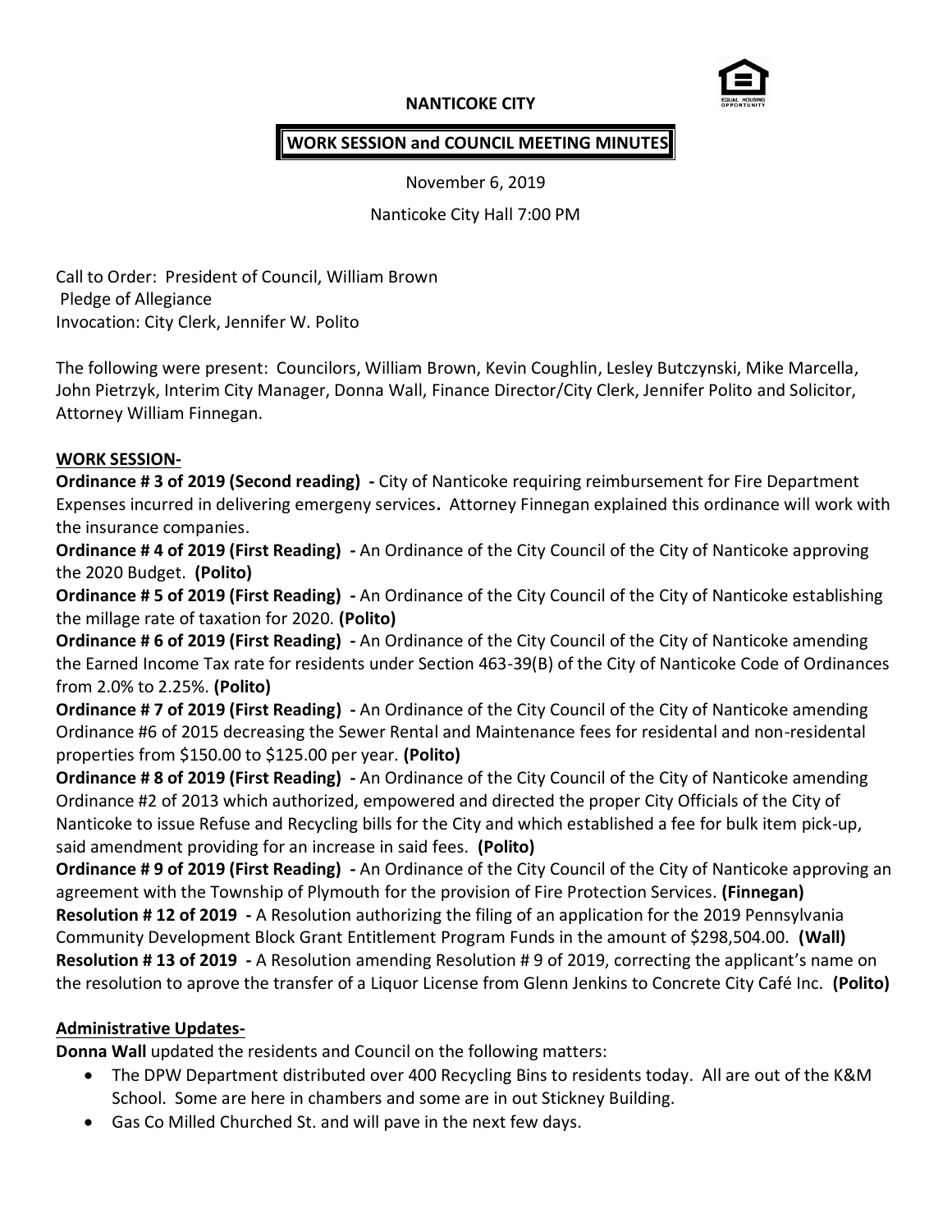**NANTICOKE CITY**

**WORK SESSION and COUNCIL MEETING MINUTES**

November 6, 2019

Nanticoke City Hall 7:00 PM

Call to Order: President of Council, William Brown
Pledge of Allegiance
Invocation: City Clerk, Jennifer W. Polito

The following were present: Councilors, William Brown, Kevin Coughlin, Lesley Butczynski, Mike Marcella, John Pietrzyk, Interim City Manager, Donna Wall, Finance Director/City Clerk, Jennifer Polito and Solicitor, Attorney William Finnegan.

**WORK SESSION-**

**Ordinance # 3 of 2019 (Second reading) -** City of Nanticoke requiring reimbursement for Fire Department Expenses incurred in delivering emergeny services**.** Attorney Finnegan explained this ordinance will work with the insurance companies.

**Ordinance # 4 of 2019 (First Reading) -** An Ordinance of the City Council of the City of Nanticoke approving the 2020 Budget. **(Polito)**

**Ordinance # 5 of 2019 (First Reading) -** An Ordinance of the City Council of the City of Nanticoke establishing the millage rate of taxation for 2020. **(Polito)**

**Ordinance # 6 of 2019 (First Reading) -** An Ordinance of the City Council of the City of Nanticoke amending the Earned Income Tax rate for residents under Section 463-39(B) of the City of Nanticoke Code of Ordinances from 2.0% to 2.25%. **(Polito)**

**Ordinance # 7 of 2019 (First Reading) -** An Ordinance of the City Council of the City of Nanticoke amending Ordinance #6 of 2015 decreasing the Sewer Rental and Maintenance fees for residental and non-residental properties from $150.00 to $125.00 per year. **(Polito)**

**Ordinance # 8 of 2019 (First Reading) -** An Ordinance of the City Council of the City of Nanticoke amending Ordinance #2 of 2013 which authorized, empowered and directed the proper City Officials of the City of Nanticoke to issue Refuse and Recycling bills for the City and which established a fee for bulk item pick-up, said amendment providing for an increase in said fees. **(Polito)**

**Ordinance # 9 of 2019 (First Reading) -** An Ordinance of the City Council of the City of Nanticoke approving an agreement with the Township of Plymouth for the provision of Fire Protection Services. **(Finnegan)**

**Resolution # 12 of 2019 -** A Resolution authorizing the filing of an application for the 2019 Pennsylvania Community Development Block Grant Entitlement Program Funds in the amount of $298,504.00. **(Wall)**

**Resolution # 13 of 2019 -** A Resolution amending Resolution # 9 of 2019, correcting the applicant's name on the resolution to aprove the transfer of a Liquor License from Glenn Jenkins to Concrete City Café Inc. **(Polito)**

**Administrative Updates-**

**Donna Wall** updated the residents and Council on the following matters:

- The DPW Department distributed over 400 Recycling Bins to residents today. All are out of the K&M School. Some are here in chambers and some are in out Stickney Building.
- Gas Co Milled Churched St. and will pave in the next few days.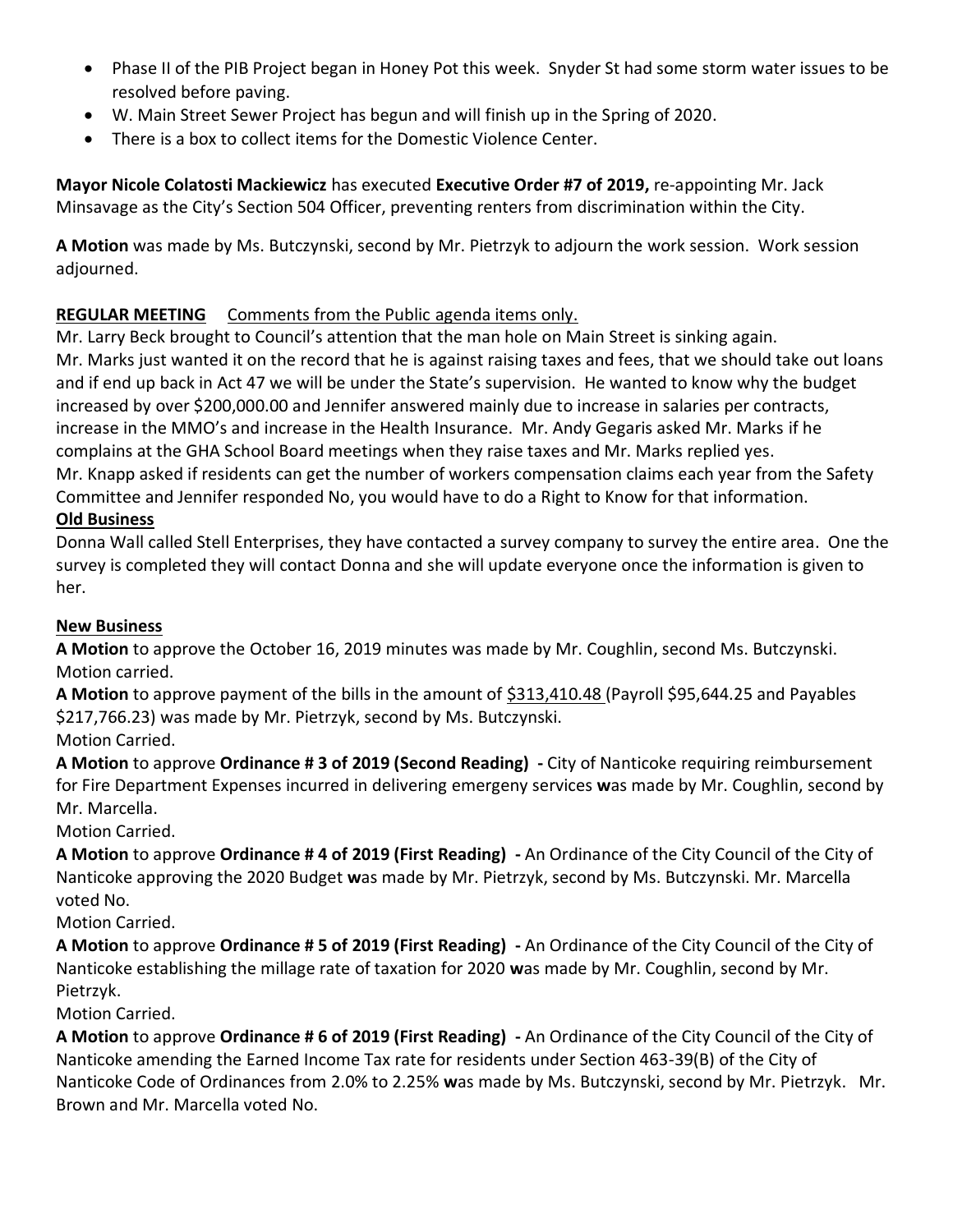- Phase II of the PIB Project began in Honey Pot this week. Snyder St had some storm water issues to be resolved before paving.
- W. Main Street Sewer Project has begun and will finish up in the Spring of 2020.
- There is a box to collect items for the Domestic Violence Center.

**Mayor Nicole Colatosti Mackiewicz** has executed **Executive Order #7 of 2019,** re-appointing Mr. Jack Minsavage as the City's Section 504 Officer, preventing renters from discrimination within the City.

**A Motion** was made by Ms. Butczynski, second by Mr. Pietrzyk to adjourn the work session. Work session adjourned.

**REGULAR MEETING** Comments from the Public agenda items only.

Mr. Larry Beck brought to Council's attention that the man hole on Main Street is sinking again.
Mr. Marks just wanted it on the record that he is against raising taxes and fees, that we should take out loans and if end up back in Act 47 we will be under the State's supervision. He wanted to know why the budget increased by over $200,000.00 and Jennifer answered mainly due to increase in salaries per contracts, increase in the MMO's and increase in the Health Insurance. Mr. Andy Gegaris asked Mr. Marks if he complains at the GHA School Board meetings when they raise taxes and Mr. Marks replied yes.
Mr. Knapp asked if residents can get the number of workers compensation claims each year from the Safety Committee and Jennifer responded No, you would have to do a Right to Know for that information.

**Old Business**

Donna Wall called Stell Enterprises, they have contacted a survey company to survey the entire area. One the survey is completed they will contact Donna and she will update everyone once the information is given to her.

**New Business**

**A Motion** to approve the October 16, 2019 minutes was made by Mr. Coughlin, second Ms. Butczynski. Motion carried.

**A Motion** to approve payment of the bills in the amount of $313,410.48 (Payroll $95,644.25 and Payables $217,766.23) was made by Mr. Pietrzyk, second by Ms. Butczynski.
Motion Carried.

**A Motion** to approve **Ordinance # 3 of 2019 (Second Reading) -** City of Nanticoke requiring reimbursement for Fire Department Expenses incurred in delivering emergeny services **w**as made by Mr. Coughlin, second by Mr. Marcella.
Motion Carried.

**A Motion** to approve **Ordinance # 4 of 2019 (First Reading) -** An Ordinance of the City Council of the City of Nanticoke approving the 2020 Budget **w**as made by Mr. Pietrzyk, second by Ms. Butczynski. Mr. Marcella voted No.
Motion Carried.

**A Motion** to approve **Ordinance # 5 of 2019 (First Reading) -** An Ordinance of the City Council of the City of Nanticoke establishing the millage rate of taxation for 2020 **w**as made by Mr. Coughlin, second by Mr. Pietrzyk.
Motion Carried.

**A Motion** to approve **Ordinance # 6 of 2019 (First Reading) -** An Ordinance of the City Council of the City of Nanticoke amending the Earned Income Tax rate for residents under Section 463-39(B) of the City of Nanticoke Code of Ordinances from 2.0% to 2.25% **w**as made by Ms. Butczynski, second by Mr. Pietrzyk. Mr. Brown and Mr. Marcella voted No.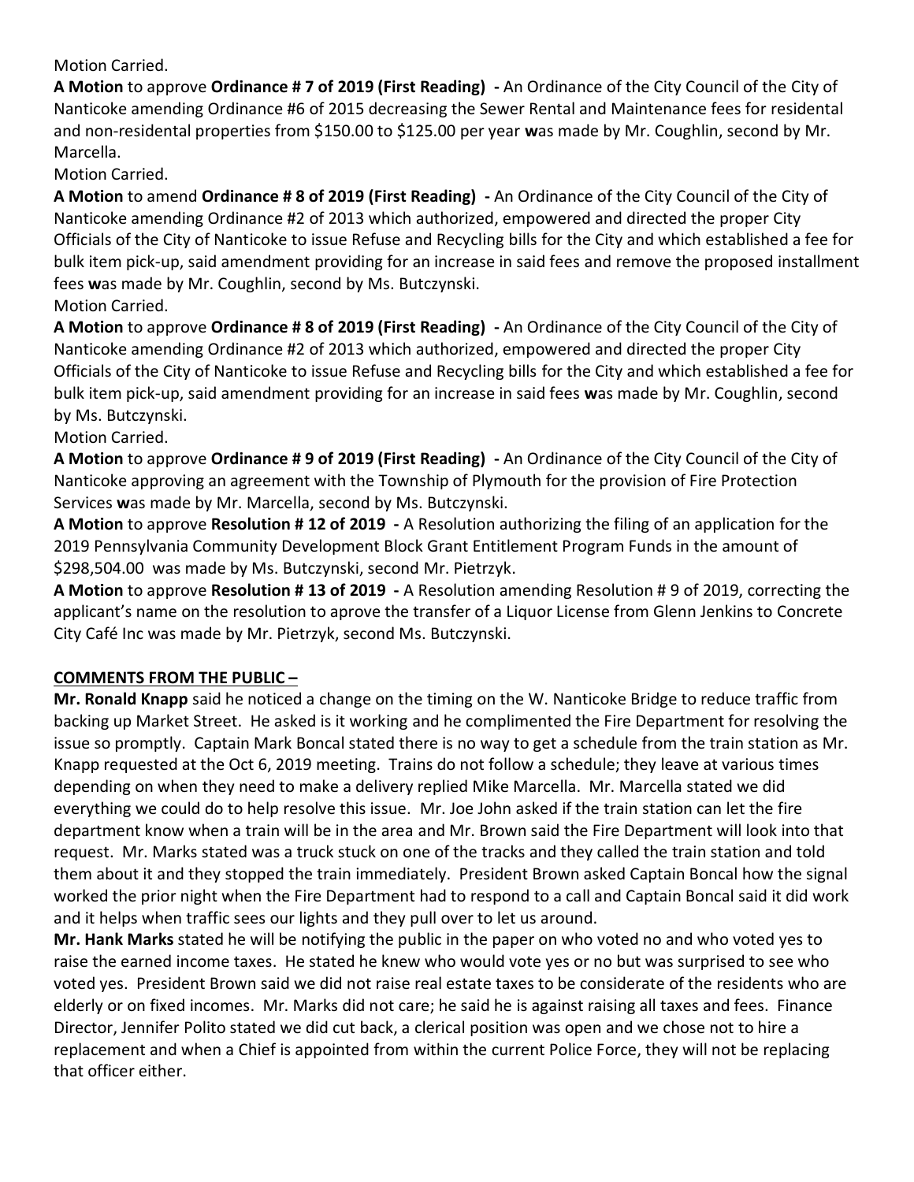Motion Carried.

**A Motion** to approve **Ordinance # 7 of 2019 (First Reading) -** An Ordinance of the City Council of the City of Nanticoke amending Ordinance #6 of 2015 decreasing the Sewer Rental and Maintenance fees for residental and non-residental properties from $150.00 to $125.00 per year **w**as made by Mr. Coughlin, second by Mr. Marcella.

Motion Carried.

**A Motion** to amend **Ordinance # 8 of 2019 (First Reading) -** An Ordinance of the City Council of the City of Nanticoke amending Ordinance #2 of 2013 which authorized, empowered and directed the proper City Officials of the City of Nanticoke to issue Refuse and Recycling bills for the City and which established a fee for bulk item pick-up, said amendment providing for an increase in said fees and remove the proposed installment fees **w**as made by Mr. Coughlin, second by Ms. Butczynski.

Motion Carried.

**A Motion** to approve **Ordinance # 8 of 2019 (First Reading) -** An Ordinance of the City Council of the City of Nanticoke amending Ordinance #2 of 2013 which authorized, empowered and directed the proper City Officials of the City of Nanticoke to issue Refuse and Recycling bills for the City and which established a fee for bulk item pick-up, said amendment providing for an increase in said fees **w**as made by Mr. Coughlin, second by Ms. Butczynski.

Motion Carried.

**A Motion** to approve **Ordinance # 9 of 2019 (First Reading) -** An Ordinance of the City Council of the City of Nanticoke approving an agreement with the Township of Plymouth for the provision of Fire Protection Services **w**as made by Mr. Marcella, second by Ms. Butczynski.

**A Motion** to approve **Resolution # 12 of 2019 -** A Resolution authorizing the filing of an application for the 2019 Pennsylvania Community Development Block Grant Entitlement Program Funds in the amount of $298,504.00 was made by Ms. Butczynski, second Mr. Pietrzyk.

**A Motion** to approve **Resolution # 13 of 2019 -** A Resolution amending Resolution # 9 of 2019, correcting the applicant's name on the resolution to aprove the transfer of a Liquor License from Glenn Jenkins to Concrete City Café Inc was made by Mr. Pietrzyk, second Ms. Butczynski.

**COMMENTS FROM THE PUBLIC –**

**Mr. Ronald Knapp** said he noticed a change on the timing on the W. Nanticoke Bridge to reduce traffic from backing up Market Street. He asked is it working and he complimented the Fire Department for resolving the issue so promptly. Captain Mark Boncal stated there is no way to get a schedule from the train station as Mr. Knapp requested at the Oct 6, 2019 meeting. Trains do not follow a schedule; they leave at various times depending on when they need to make a delivery replied Mike Marcella. Mr. Marcella stated we did everything we could do to help resolve this issue. Mr. Joe John asked if the train station can let the fire department know when a train will be in the area and Mr. Brown said the Fire Department will look into that request. Mr. Marks stated was a truck stuck on one of the tracks and they called the train station and told them about it and they stopped the train immediately. President Brown asked Captain Boncal how the signal worked the prior night when the Fire Department had to respond to a call and Captain Boncal said it did work and it helps when traffic sees our lights and they pull over to let us around.

**Mr. Hank Marks** stated he will be notifying the public in the paper on who voted no and who voted yes to raise the earned income taxes. He stated he knew who would vote yes or no but was surprised to see who voted yes. President Brown said we did not raise real estate taxes to be considerate of the residents who are elderly or on fixed incomes. Mr. Marks did not care; he said he is against raising all taxes and fees. Finance Director, Jennifer Polito stated we did cut back, a clerical position was open and we chose not to hire a replacement and when a Chief is appointed from within the current Police Force, they will not be replacing that officer either.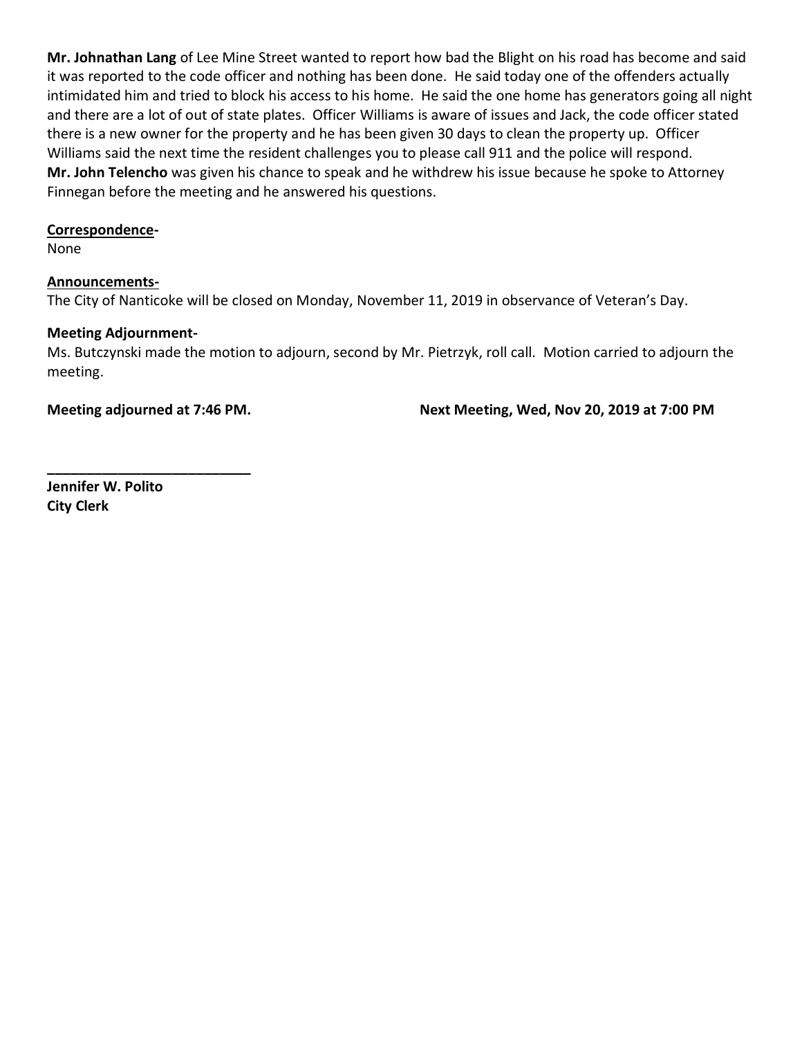**Mr. Johnathan Lang** of Lee Mine Street wanted to report how bad the Blight on his road has become and said it was reported to the code officer and nothing has been done. He said today one of the offenders actually intimidated him and tried to block his access to his home. He said the one home has generators going all night and there are a lot of out of state plates. Officer Williams is aware of issues and Jack, the code officer stated there is a new owner for the property and he has been given 30 days to clean the property up. Officer Williams said the next time the resident challenges you to please call 911 and the police will respond.
**Mr. John Telencho** was given his chance to speak and he withdrew his issue because he spoke to Attorney Finnegan before the meeting and he answered his questions.

**Correspondence-**
None

**Announcements-**
The City of Nanticoke will be closed on Monday, November 11, 2019 in observance of Veteran's Day.

**Meeting Adjournment-**
Ms. Butczynski made the motion to adjourn, second by Mr. Pietrzyk, roll call. Motion carried to adjourn the meeting.

**Meeting adjourned at 7:46 PM.** **Next Meeting, Wed, Nov 20, 2019 at 7:00 PM**

___________________________
**Jennifer W. Polito**
**City Clerk**